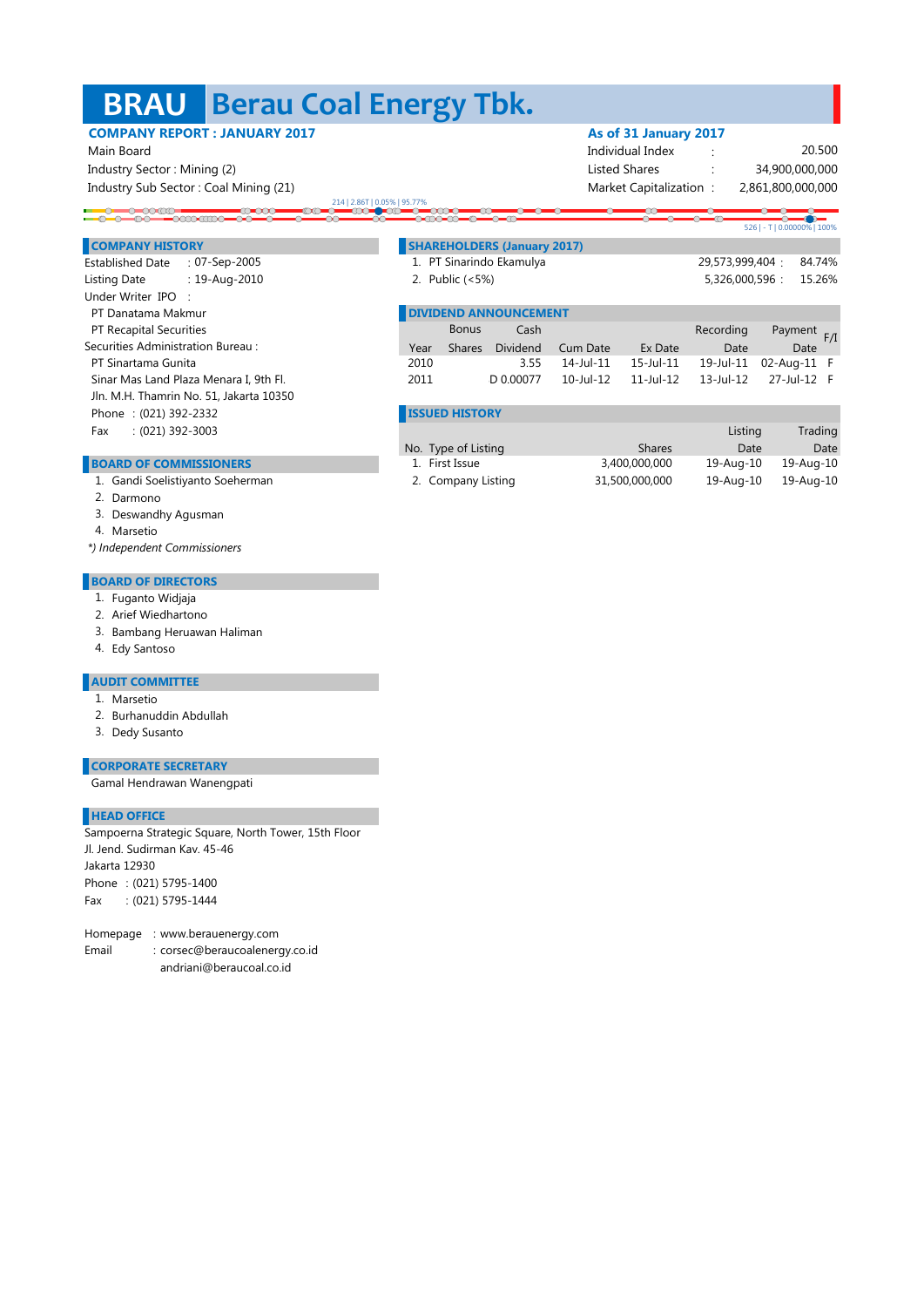# BRAU Berau Coal Energy Tbk.

**COMPANY REPORT : JANUARY 2017**

Main Board
Industry Sector : Mining (2)
Industry Sub Sector : Coal Mining (21)

**As of 31 January 2017**

| | | |
|---|---|---|
| Individual Index | : | 20.500 |
| Listed Shares | : | 34,900,000,000 |
| Market Capitalization | : | 2,861,800,000,000 |

214 | 2.86T | 0.05% | 95.77%

526 | - T | 0.00000% | 100%

## COMPANY HISTORY

Established Date : 07-Sep-2005
Listing Date : 19-Aug-2010
Under Writer IPO :
PT Danatama Makmur
PT Recapital Securities
Securities Administration Bureau :
PT Sinartama Gunita
Sinar Mas Land Plaza Menara I, 9th Fl.
Jln. M.H. Thamrin No. 51, Jakarta 10350
Phone : (021) 392-2332
Fax : (021) 392-3003

## SHAREHOLDERS (January 2017)

1. PT Sinarindo Ekamulya — 29,573,999,404 : 84.74%
2. Public (<5%) — 5,326,000,596 : 15.26%

## DIVIDEND ANNOUNCEMENT

| Year | Bonus Shares | Cash Dividend | Cum Date | Ex Date | Recording Date | Payment Date | F/I |
|---|---|---|---|---|---|---|---|
| 2010 | | 3.55 | 14-Jul-11 | 15-Jul-11 | 19-Jul-11 | 02-Aug-11 | F |
| 2011 | | D 0.00077 | 10-Jul-12 | 11-Jul-12 | 13-Jul-12 | 27-Jul-12 | F |

## ISSUED HISTORY

| No. | Type of Listing | Shares | Listing Date | Trading Date |
|---|---|---|---|---|
| 1. | First Issue | 3,400,000,000 | 19-Aug-10 | 19-Aug-10 |
| 2. | Company Listing | 31,500,000,000 | 19-Aug-10 | 19-Aug-10 |

## BOARD OF COMMISSIONERS

1. Gandi Soelistiyanto Soeherman
2. Darmono
3. Deswandhy Agusman
4. Marsetio

*\*) Independent Commissioners*

## BOARD OF DIRECTORS

1. Fuganto Widjaja
2. Arief Wiedhartono
3. Bambang Heruawan Haliman
4. Edy Santoso

## AUDIT COMMITTEE

1. Marsetio
2. Burhanuddin Abdullah
3. Dedy Susanto

## CORPORATE SECRETARY

Gamal Hendrawan Wanengpati

## HEAD OFFICE

Sampoerna Strategic Square, North Tower, 15th Floor
Jl. Jend. Sudirman Kav. 45-46
Jakarta 12930
Phone : (021) 5795-1400
Fax : (021) 5795-1444

Homepage : www.berauenergy.com
Email : corsec@beraucoalenergy.co.id
andriani@beraucoal.co.id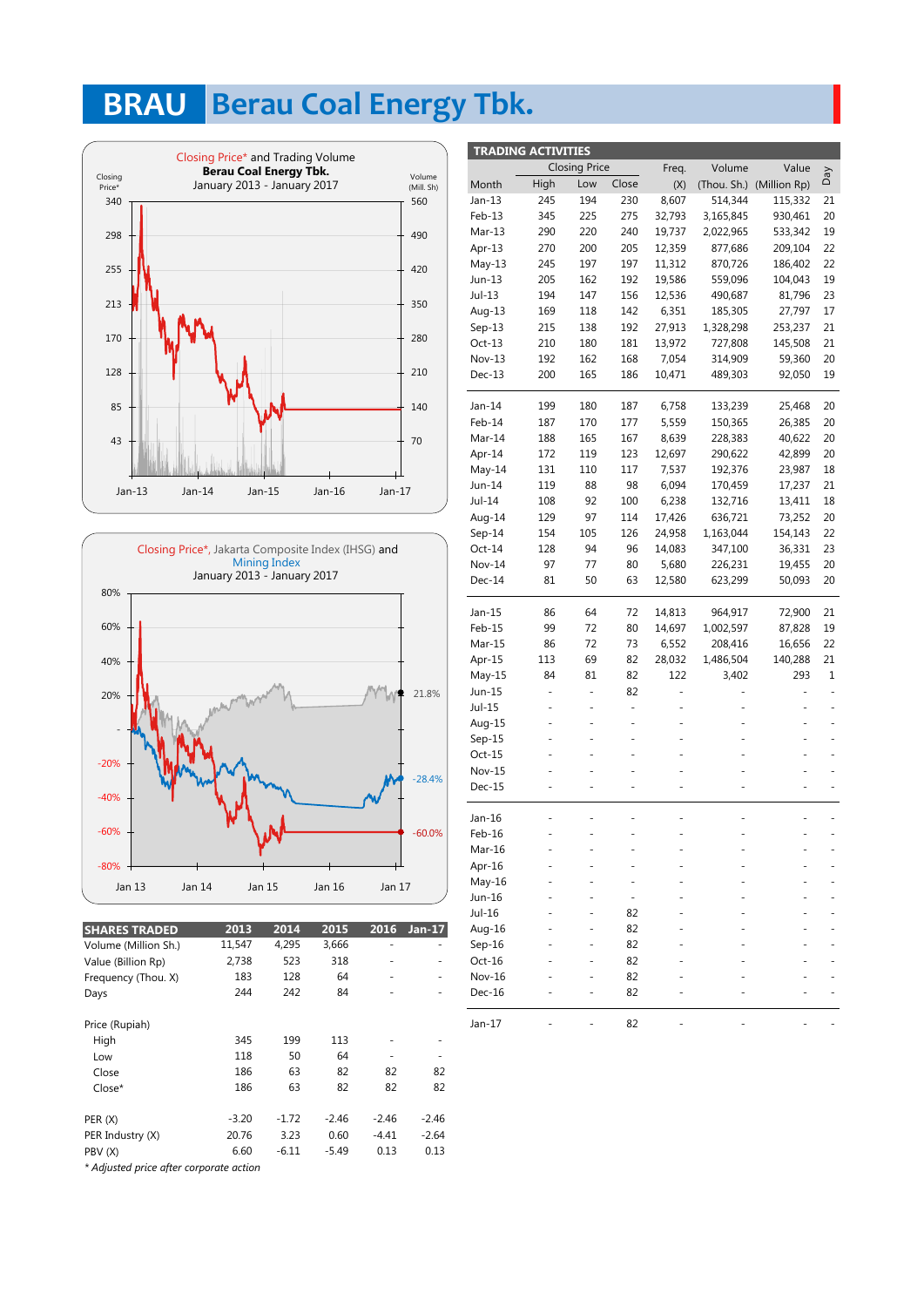# BRAU Berau Coal Energy Tbk.

Closing Price* and Trading Volume
**Berau Coal Energy Tbk.**
January 2013 - January 2017

Closing Price*, Jakarta Composite Index (IHSG) and Mining Index
January 2013 - January 2017

| SHARES TRADED | 2013 | 2014 | 2015 | 2016 | Jan-17 |
|---|---|---|---|---|---|
| Volume (Million Sh.) | 11,547 | 4,295 | 3,666 | - | - |
| Value (Billion Rp) | 2,738 | 523 | 318 | - | - |
| Frequency (Thou. X) | 183 | 128 | 64 | - | - |
| Days | 244 | 242 | 84 | - | - |
| | | | | | |
| Price (Rupiah) | | | | | |
| High | 345 | 199 | 113 | - | - |
| Low | 118 | 50 | 64 | - | - |
| Close | 186 | 63 | 82 | 82 | 82 |
| Close* | 186 | 63 | 82 | 82 | 82 |
| | | | | | |
| PER (X) | -3.20 | -1.72 | -2.46 | -2.46 | -2.46 |
| PER Industry (X) | 20.76 | 3.23 | 0.60 | -4.41 | -2.64 |
| PBV (X) | 6.60 | -6.11 | -5.49 | 0.13 | 0.13 |

*\* Adjusted price after corporate action*

**TRADING ACTIVITIES**

| Month | Closing Price High | Closing Price Low | Closing Price Close | Freq. (X) | Volume (Thou. Sh.) | Value (Million Rp) | Day |
|---|---|---|---|---|---|---|---|
| Jan-13 | 245 | 194 | 230 | 8,607 | 514,344 | 115,332 | 21 |
| Feb-13 | 345 | 225 | 275 | 32,793 | 3,165,845 | 930,461 | 20 |
| Mar-13 | 290 | 220 | 240 | 19,737 | 2,022,965 | 533,342 | 19 |
| Apr-13 | 270 | 200 | 205 | 12,359 | 877,686 | 209,104 | 22 |
| May-13 | 245 | 197 | 197 | 11,312 | 870,726 | 186,402 | 22 |
| Jun-13 | 205 | 162 | 192 | 19,586 | 559,096 | 104,043 | 19 |
| Jul-13 | 194 | 147 | 156 | 12,536 | 490,687 | 81,796 | 23 |
| Aug-13 | 169 | 118 | 142 | 6,351 | 185,305 | 27,797 | 17 |
| Sep-13 | 215 | 138 | 192 | 27,913 | 1,328,298 | 253,237 | 21 |
| Oct-13 | 210 | 180 | 181 | 13,972 | 727,808 | 145,508 | 21 |
| Nov-13 | 192 | 162 | 168 | 7,054 | 314,909 | 59,360 | 20 |
| Dec-13 | 200 | 165 | 186 | 10,471 | 489,303 | 92,050 | 19 |
| Jan-14 | 199 | 180 | 187 | 6,758 | 133,239 | 25,468 | 20 |
| Feb-14 | 187 | 170 | 177 | 5,559 | 150,365 | 26,385 | 20 |
| Mar-14 | 188 | 165 | 167 | 8,639 | 228,383 | 40,622 | 20 |
| Apr-14 | 172 | 119 | 123 | 12,697 | 290,622 | 42,899 | 20 |
| May-14 | 131 | 110 | 117 | 7,537 | 192,376 | 23,987 | 18 |
| Jun-14 | 119 | 88 | 98 | 6,094 | 170,459 | 17,237 | 21 |
| Jul-14 | 108 | 92 | 100 | 6,238 | 132,716 | 13,411 | 18 |
| Aug-14 | 129 | 97 | 114 | 17,426 | 636,721 | 73,252 | 20 |
| Sep-14 | 154 | 105 | 126 | 24,958 | 1,163,044 | 154,143 | 22 |
| Oct-14 | 128 | 94 | 96 | 14,083 | 347,100 | 36,331 | 23 |
| Nov-14 | 97 | 77 | 80 | 5,680 | 226,231 | 19,455 | 20 |
| Dec-14 | 81 | 50 | 63 | 12,580 | 623,299 | 50,093 | 20 |
| Jan-15 | 86 | 64 | 72 | 14,813 | 964,917 | 72,900 | 21 |
| Feb-15 | 99 | 72 | 80 | 14,697 | 1,002,597 | 87,828 | 19 |
| Mar-15 | 86 | 72 | 73 | 6,552 | 208,416 | 16,656 | 22 |
| Apr-15 | 113 | 69 | 82 | 28,032 | 1,486,504 | 140,288 | 21 |
| May-15 | 84 | 81 | 82 | 122 | 3,402 | 293 | 1 |
| Jun-15 | - | - | 82 | - | - | - | - |
| Jul-15 | - | - | - | - | - | - | - |
| Aug-15 | - | - | - | - | - | - | - |
| Sep-15 | - | - | - | - | - | - | - |
| Oct-15 | - | - | - | - | - | - | - |
| Nov-15 | - | - | - | - | - | - | - |
| Dec-15 | - | - | - | - | - | - | - |
| Jan-16 | - | - | - | - | - | - | - |
| Feb-16 | - | - | - | - | - | - | - |
| Mar-16 | - | - | - | - | - | - | - |
| Apr-16 | - | - | - | - | - | - | - |
| May-16 | - | - | - | - | - | - | - |
| Jun-16 | - | - | - | - | - | - | - |
| Jul-16 | - | - | 82 | - | - | - | - |
| Aug-16 | - | - | 82 | - | - | - | - |
| Sep-16 | - | - | 82 | - | - | - | - |
| Oct-16 | - | - | 82 | - | - | - | - |
| Nov-16 | - | - | 82 | - | - | - | - |
| Dec-16 | - | - | 82 | - | - | - | - |
| Jan-17 | - | - | 82 | - | - | - | - |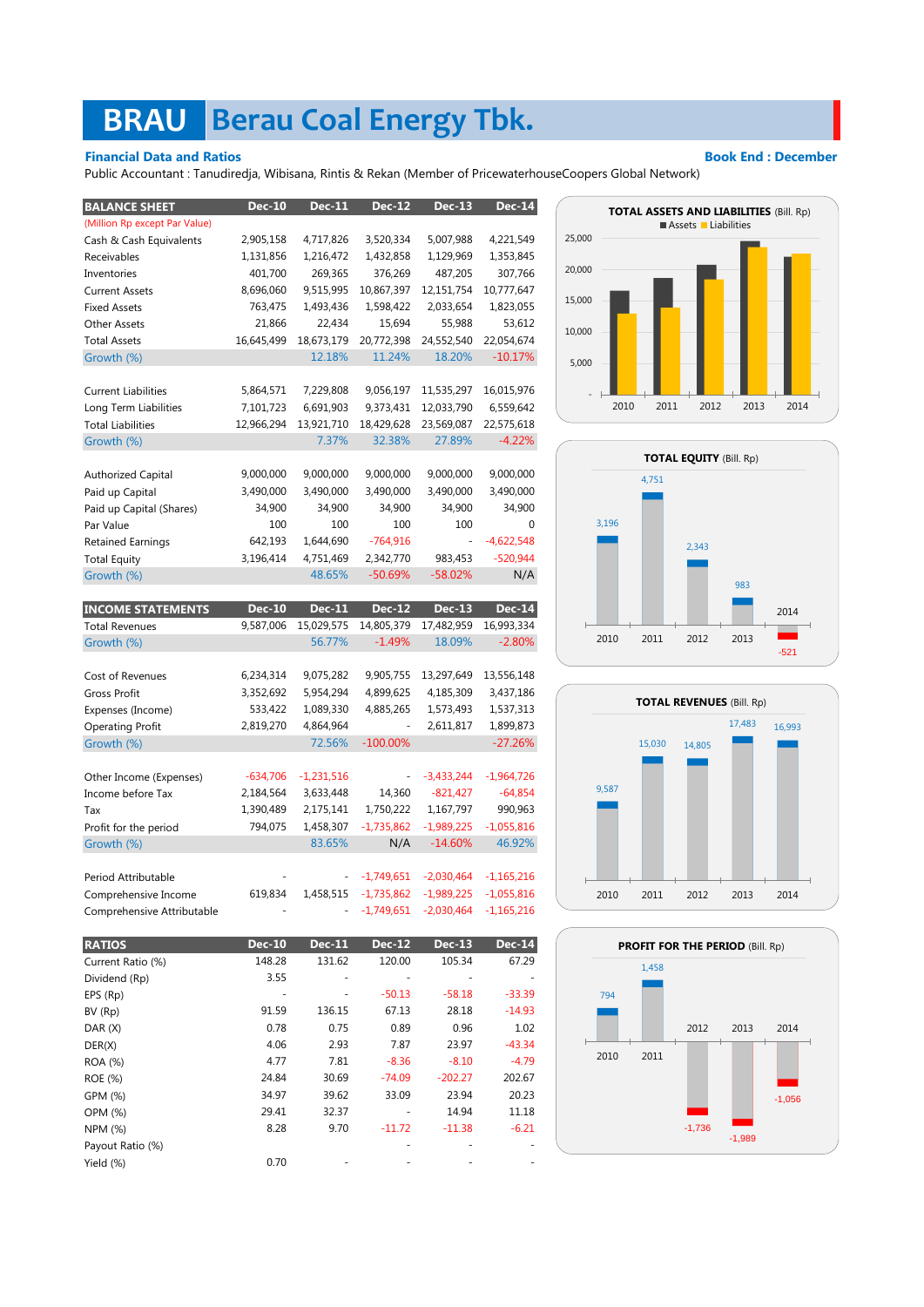# BRAU Berau Coal Energy Tbk.

**Financial Data and Ratios** **Book End : December**

Public Accountant : Tanudiredja, Wibisana, Rintis & Rekan (Member of PricewaterhouseCoopers Global Network)

| BALANCE SHEET | Dec-10 | Dec-11 | Dec-12 | Dec-13 | Dec-14 |
|---|---|---|---|---|---|
| (Million Rp except Par Value) | | | | | |
| Cash & Cash Equivalents | 2,905,158 | 4,717,826 | 3,520,334 | 5,007,988 | 4,221,549 |
| Receivables | 1,131,856 | 1,216,472 | 1,432,858 | 1,129,969 | 1,353,845 |
| Inventories | 401,700 | 269,365 | 376,269 | 487,205 | 307,766 |
| Current Assets | 8,696,060 | 9,515,995 | 10,867,397 | 12,151,754 | 10,777,647 |
| Fixed Assets | 763,475 | 1,493,436 | 1,598,422 | 2,033,654 | 1,823,055 |
| Other Assets | 21,866 | 22,434 | 15,694 | 55,988 | 53,612 |
| Total Assets | 16,645,499 | 18,673,179 | 20,772,398 | 24,552,540 | 22,054,674 |
| Growth (%) | | 12.18% | 11.24% | 18.20% | -10.17% |
| | | | | | |
| Current Liabilities | 5,864,571 | 7,229,808 | 9,056,197 | 11,535,297 | 16,015,976 |
| Long Term Liabilities | 7,101,723 | 6,691,903 | 9,373,431 | 12,033,790 | 6,559,642 |
| Total Liabilities | 12,966,294 | 13,921,710 | 18,429,628 | 23,569,087 | 22,575,618 |
| Growth (%) | | 7.37% | 32.38% | 27.89% | -4.22% |
| | | | | | |
| Authorized Capital | 9,000,000 | 9,000,000 | 9,000,000 | 9,000,000 | 9,000,000 |
| Paid up Capital | 3,490,000 | 3,490,000 | 3,490,000 | 3,490,000 | 3,490,000 |
| Paid up Capital (Shares) | 34,900 | 34,900 | 34,900 | 34,900 | 34,900 |
| Par Value | 100 | 100 | 100 | 100 | 0 |
| Retained Earnings | 642,193 | 1,644,690 | -764,916 | - | -4,622,548 |
| Total Equity | 3,196,414 | 4,751,469 | 2,342,770 | 983,453 | -520,944 |
| Growth (%) | | 48.65% | -50.69% | -58.02% | N/A |

| INCOME STATEMENTS | Dec-10 | Dec-11 | Dec-12 | Dec-13 | Dec-14 |
|---|---|---|---|---|---|
| Total Revenues | 9,587,006 | 15,029,575 | 14,805,379 | 17,482,959 | 16,993,334 |
| Growth (%) | | 56.77% | -1.49% | 18.09% | -2.80% |
| | | | | | |
| Cost of Revenues | 6,234,314 | 9,075,282 | 9,905,755 | 13,297,649 | 13,556,148 |
| Gross Profit | 3,352,692 | 5,954,294 | 4,899,625 | 4,185,309 | 3,437,186 |
| Expenses (Income) | 533,422 | 1,089,330 | 4,885,265 | 1,573,493 | 1,537,313 |
| Operating Profit | 2,819,270 | 4,864,964 | - | 2,611,817 | 1,899,873 |
| Growth (%) | | 72.56% | -100.00% | | -27.26% |
| | | | | | |
| Other Income (Expenses) | -634,706 | -1,231,516 | - | -3,433,244 | -1,964,726 |
| Income before Tax | 2,184,564 | 3,633,448 | 14,360 | -821,427 | -64,854 |
| Tax | 1,390,489 | 2,175,141 | 1,750,222 | 1,167,797 | 990,963 |
| Profit for the period | 794,075 | 1,458,307 | -1,735,862 | -1,989,225 | -1,055,816 |
| Growth (%) | | 83.65% | N/A | -14.60% | 46.92% |
| | | | | | |
| Period Attributable | - | - | -1,749,651 | -2,030,464 | -1,165,216 |
| Comprehensive Income | 619,834 | 1,458,515 | -1,735,862 | -1,989,225 | -1,055,816 |
| Comprehensive Attributable | - | - | -1,749,651 | -2,030,464 | -1,165,216 |

| RATIOS | Dec-10 | Dec-11 | Dec-12 | Dec-13 | Dec-14 |
|---|---|---|---|---|---|
| Current Ratio (%) | 148.28 | 131.62 | 120.00 | 105.34 | 67.29 |
| Dividend (Rp) | 3.55 | - | - | - | - |
| EPS (Rp) | - | - | -50.13 | -58.18 | -33.39 |
| BV (Rp) | 91.59 | 136.15 | 67.13 | 28.18 | -14.93 |
| DAR (X) | 0.78 | 0.75 | 0.89 | 0.96 | 1.02 |
| DER(X) | 4.06 | 2.93 | 7.87 | 23.97 | -43.34 |
| ROA (%) | 4.77 | 7.81 | -8.36 | -8.10 | -4.79 |
| ROE (%) | 24.84 | 30.69 | -74.09 | -202.27 | 202.67 |
| GPM (%) | 34.97 | 39.62 | 33.09 | 23.94 | 20.23 |
| OPM (%) | 29.41 | 32.37 | - | 14.94 | 11.18 |
| NPM (%) | 8.28 | 9.70 | -11.72 | -11.38 | -6.21 |
| Payout Ratio (%) | - | - | - | - | - |
| Yield (%) | 0.70 | - | - | - | - |

**TOTAL ASSETS AND LIABILITIES** (Bill. Rp)

Assets Liabilities

25,000
20,000
15,000
10,000
5,000
-

2010 2011 2012 2013 2014

**TOTAL EQUITY** (Bill. Rp)

3,196 4,751 2,343 983 -521

2010 2011 2012 2013 2014

**TOTAL REVENUES** (Bill. Rp)

9,587 15,030 14,805 17,483 16,993

2010 2011 2012 2013 2014

**PROFIT FOR THE PERIOD** (Bill. Rp)

794 1,458 -1,736 -1,989 -1,056

2010 2011 2012 2013 2014